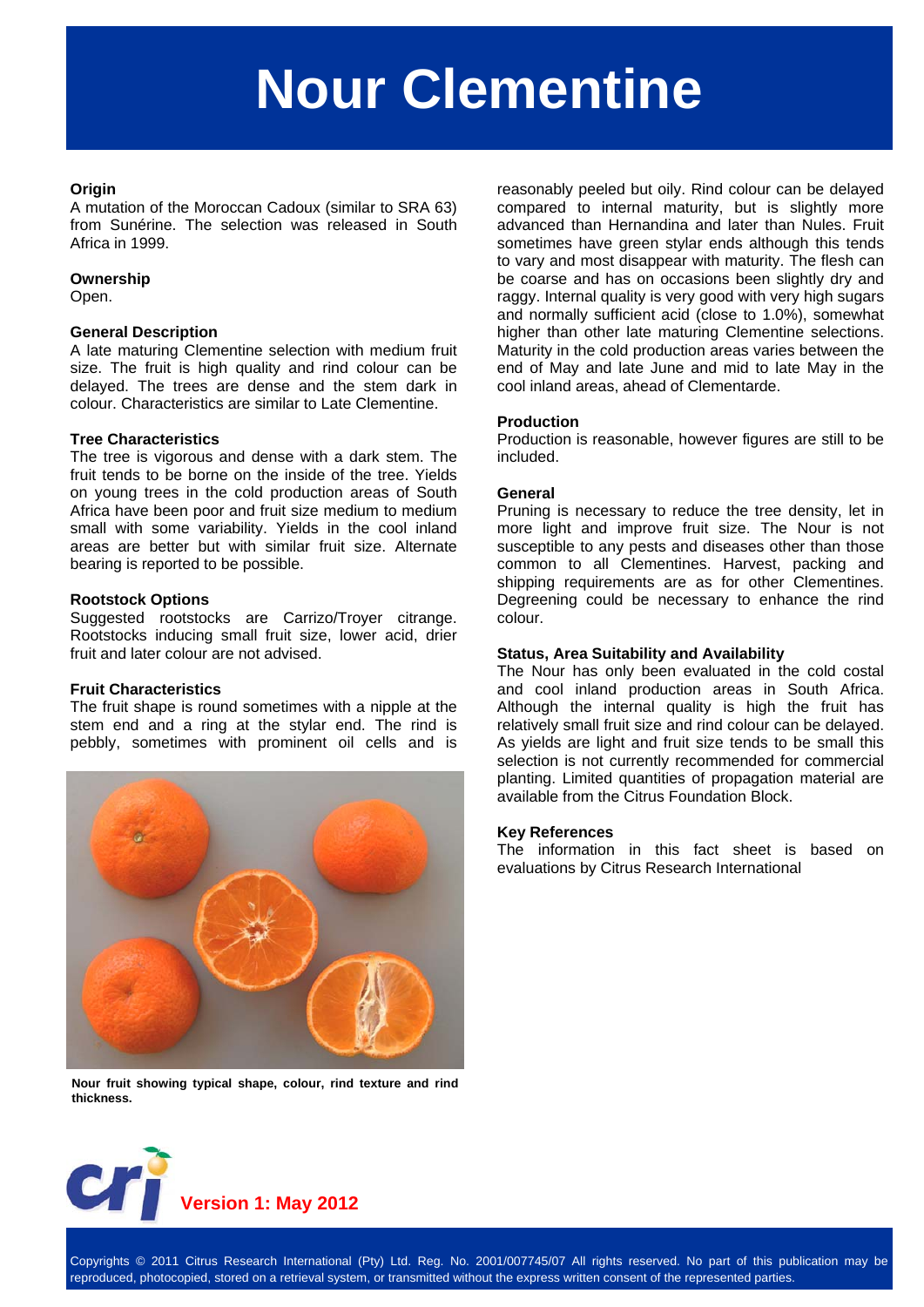# Nour Clementine

### Origin

A mutation of the Moroccan Cadoux (similar to SRA 63) from Sunérine. The selection was released in South Africa in 1999.

### Ownership

Open.

### General Description

A late maturing Clementine selection with medium fruit size. The fruit is high quality and rind colour can be delayed. The trees are dense and the stem dark in colour. Characteristics are similar to Late Clementine.

### Tree Characteristics

The tree is vigorous and dense with a dark stem. The fruit tends to be borne on the inside of the tree. Yields on young trees in the cold production areas of South Africa have been poor and fruit size medium to medium small with some variability. Yields in the cool inland areas are better but with similar fruit size. Alternate bearing is reported to be possible.

### Rootstock Options

Suggested rootstocks are Carrizo/Troyer citrange. Rootstocks inducing small fruit size, lower acid, drier fruit and later colour are not advised.

### Fruit Characteristics

The fruit shape is round sometimes with a nipple at the stem end and a ring at the stylar end. The rind is pebbly, sometimes with prominent oil cells and is reasonably peeled but oily. Rind colour can be delayed compared to internal maturity, but is slightly more advanced than Hernandina and later than Nules. Fruit sometimes have green stylar ends although this tends to vary and most disappear with maturity. The flesh can be coarse and has on occasions been slightly dry and raggy. Internal quality is very good with very high sugars and normally sufficient acid (close to 1.0%), somewhat higher than other late maturing Clementine selections. Maturity in the cold production areas varies between the end of May and late June and mid to late May in the cool inland areas, ahead of Clementarde.

**Nour fruit showing typical shape, colour, rind texture and rind thickness.**

### Production

Production is reasonable, however figures are still to be included.

### General

Pruning is necessary to reduce the tree density, let in more light and improve fruit size. The Nour is not susceptible to any pests and diseases other than those common to all Clementines. Harvest, packing and shipping requirements are as for other Clementines. Degreening could be necessary to enhance the rind colour.

### Status, Area Suitability and Availability

The Nour has only been evaluated in the cold costal and cool inland production areas in South Africa. Although the internal quality is high the fruit has relatively small fruit size and rind colour can be delayed. As yields are light and fruit size tends to be small this selection is not currently recommended for commercial planting. Limited quantities of propagation material are available from the Citrus Foundation Block.

### Key References

The information in this fact sheet is based on evaluations by Citrus Research International

**Version 1: May 2012**

Copyrights © 2011 Citrus Research International (Pty) Ltd. Reg. No. 2001/007745/07 All rights reserved. No part of this publication may be reproduced, photocopied, stored on a retrieval system, or transmitted without the express written consent of the represented parties.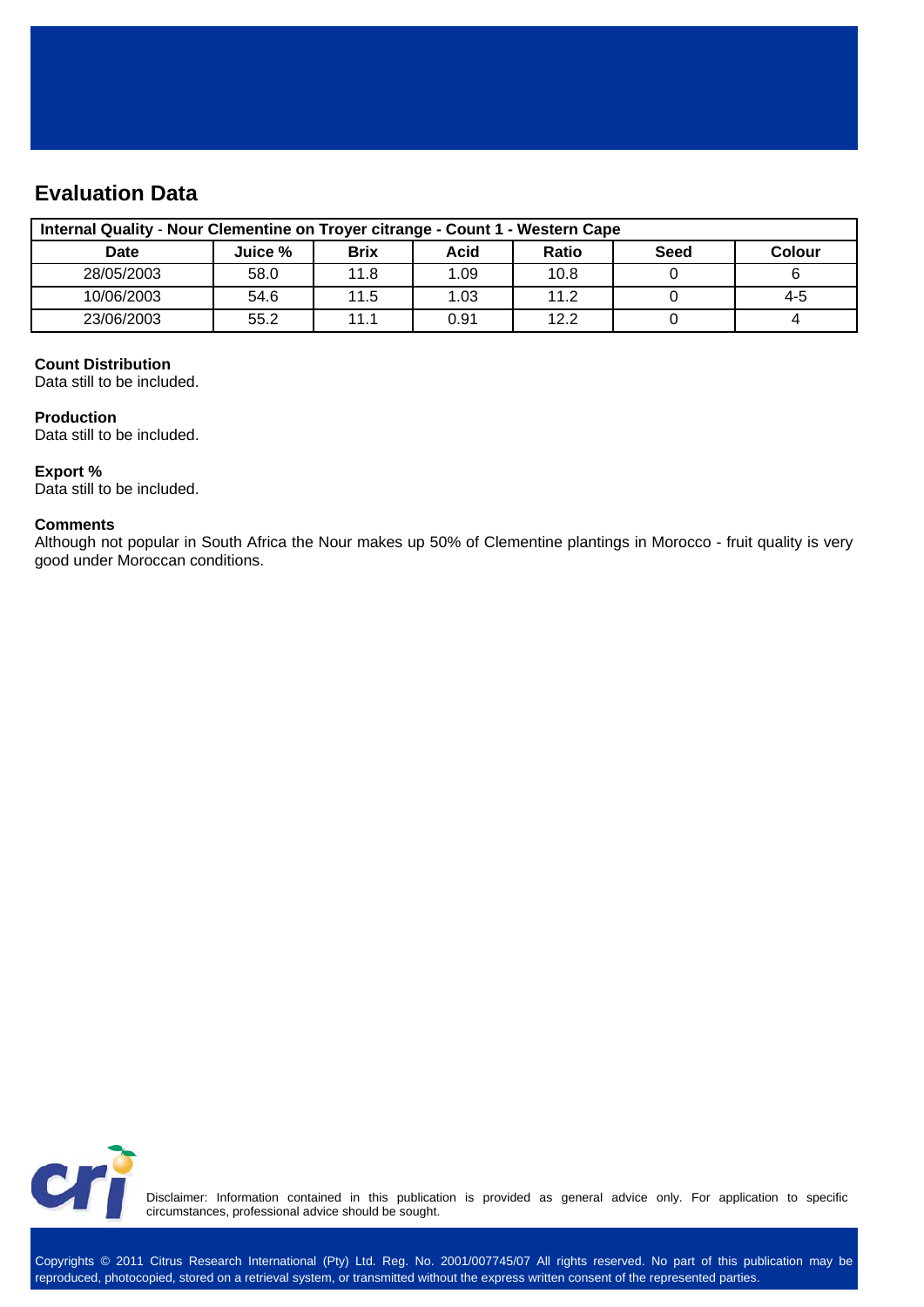## Evaluation Data

| Internal Quality - Nour Clementine on Troyer citrange - Count 1 - Western Cape | | | | | | |
|---|---|---|---|---|---|---|
| **Date** | **Juice %** | **Brix** | **Acid** | **Ratio** | **Seed** | **Colour** |
| 28/05/2003 | 58.0 | 11.8 | 1.09 | 10.8 | 0 | 6 |
| 10/06/2003 | 54.6 | 11.5 | 1.03 | 11.2 | 0 | 4-5 |
| 23/06/2003 | 55.2 | 11.1 | 0.91 | 12.2 | 0 | 4 |

**Count Distribution**
Data still to be included.

**Production**
Data still to be included.

**Export %**
Data still to be included.

**Comments**
Although not popular in South Africa the Nour makes up 50% of Clementine plantings in Morocco - fruit quality is very good under Moroccan conditions.

Disclaimer: Information contained in this publication is provided as general advice only. For application to specific circumstances, professional advice should be sought.

Copyrights © 2011 Citrus Research International (Pty) Ltd. Reg. No. 2001/007745/07 All rights reserved. No part of this publication may be reproduced, photocopied, stored on a retrieval system, or transmitted without the express written consent of the represented parties.